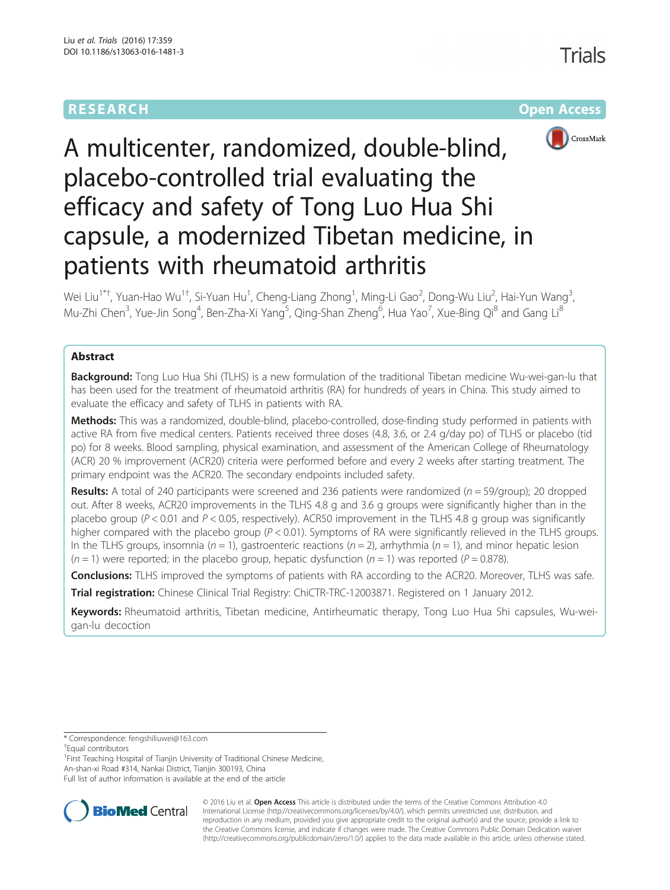RESEARCH

Open Access

# A multicenter, randomized, double-blind, placebo-controlled trial evaluating the efficacy and safety of Tong Luo Hua Shi capsule, a modernized Tibetan medicine, in patients with rheumatoid arthritis

Wei Liu[1*†], Yuan-Hao Wu[1†], Si-Yuan Hu[1], Cheng-Liang Zhong[1], Ming-Li Gao[2], Dong-Wu Liu[2], Hai-Yun Wang[3], Mu-Zhi Chen[3], Yue-Jin Song[4], Ben-Zha-Xi Yang[5], Qing-Shan Zheng[6], Hua Yao[7], Xue-Bing Qi[8] and Gang Li[8]

## Abstract

**Background:** Tong Luo Hua Shi (TLHS) is a new formulation of the traditional Tibetan medicine Wu-wei-gan-lu that has been used for the treatment of rheumatoid arthritis (RA) for hundreds of years in China. This study aimed to evaluate the efficacy and safety of TLHS in patients with RA.

**Methods:** This was a randomized, double-blind, placebo-controlled, dose-finding study performed in patients with active RA from five medical centers. Patients received three doses (4.8, 3.6, or 2.4 g/day po) of TLHS or placebo (tid po) for 8 weeks. Blood sampling, physical examination, and assessment of the American College of Rheumatology (ACR) 20 % improvement (ACR20) criteria were performed before and every 2 weeks after starting treatment. The primary endpoint was the ACR20. The secondary endpoints included safety.

**Results:** A total of 240 participants were screened and 236 patients were randomized ($n = 59$/group); 20 dropped out. After 8 weeks, ACR20 improvements in the TLHS 4.8 g and 3.6 g groups were significantly higher than in the placebo group ($P < 0.01$ and $P < 0.05$, respectively). ACR50 improvement in the TLHS 4.8 g group was significantly higher compared with the placebo group ($P < 0.01$). Symptoms of RA were significantly relieved in the TLHS groups. In the TLHS groups, insomnia ($n = 1$), gastroenteric reactions ($n = 2$), arrhythmia ($n = 1$), and minor hepatic lesion ($n = 1$) were reported; in the placebo group, hepatic dysfunction ($n = 1$) was reported ($P = 0.878$).

**Conclusions:** TLHS improved the symptoms of patients with RA according to the ACR20. Moreover, TLHS was safe.

**Trial registration:** Chinese Clinical Trial Registry: ChiCTR-TRC-12003871. Registered on 1 January 2012.

**Keywords:** Rheumatoid arthritis, Tibetan medicine, Antirheumatic therapy, Tong Luo Hua Shi capsules, Wu-wei-gan-lu decoction

\* Correspondence: fengshiliuwei@163.com

†Equal contributors

[1]First Teaching Hospital of Tianjin University of Traditional Chinese Medicine, An-shan-xi Road #314, Nankai District, Tianjin 300193, China

Full list of author information is available at the end of the article

© 2016 Liu et al. **Open Access** This article is distributed under the terms of the Creative Commons Attribution 4.0 International License (http://creativecommons.org/licenses/by/4.0/), which permits unrestricted use, distribution, and reproduction in any medium, provided you give appropriate credit to the original author(s) and the source, provide a link to the Creative Commons license, and indicate if changes were made. The Creative Commons Public Domain Dedication waiver (http://creativecommons.org/publicdomain/zero/1.0/) applies to the data made available in this article, unless otherwise stated.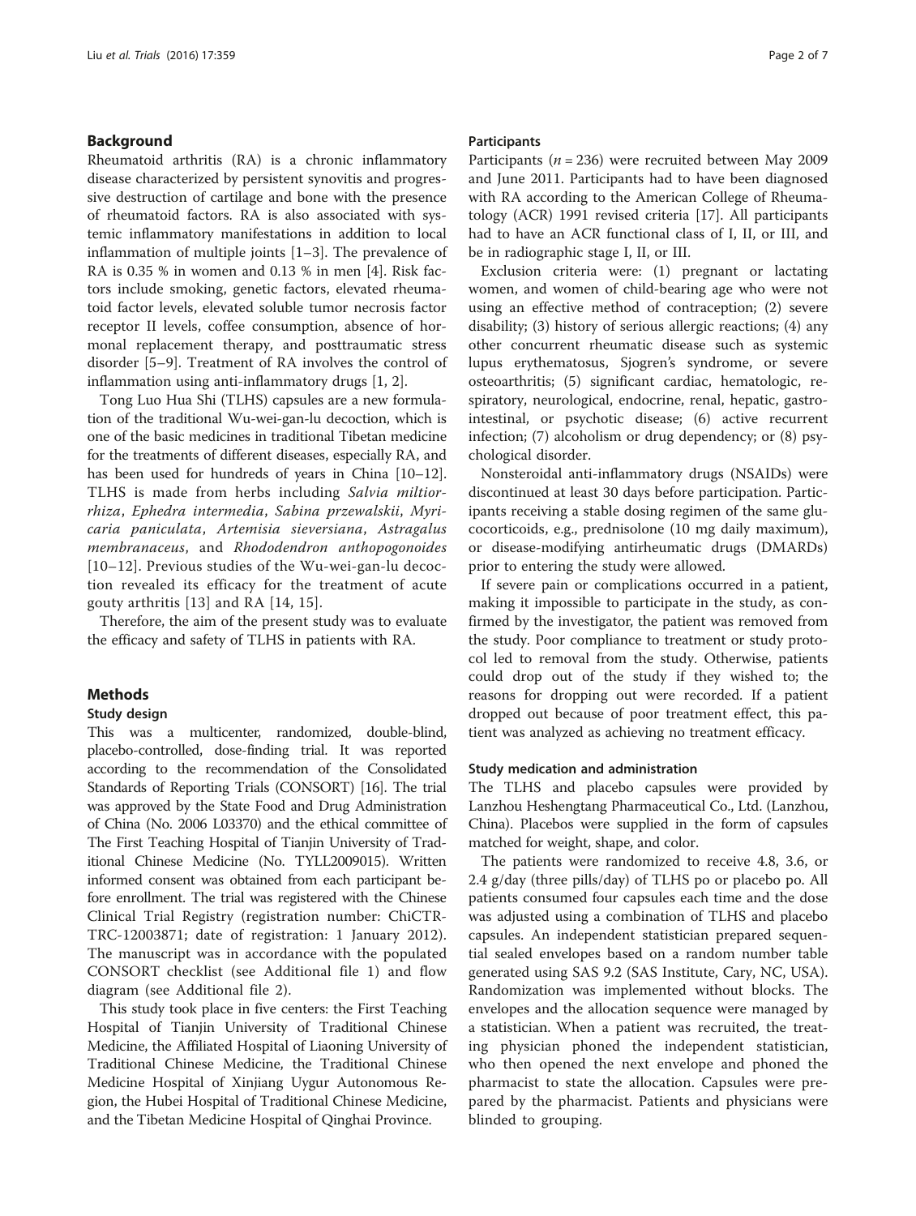## Background

Rheumatoid arthritis (RA) is a chronic inflammatory disease characterized by persistent synovitis and progressive destruction of cartilage and bone with the presence of rheumatoid factors. RA is also associated with systemic inflammatory manifestations in addition to local inflammation of multiple joints [1–3]. The prevalence of RA is 0.35 % in women and 0.13 % in men [4]. Risk factors include smoking, genetic factors, elevated rheumatoid factor levels, elevated soluble tumor necrosis factor receptor II levels, coffee consumption, absence of hormonal replacement therapy, and posttraumatic stress disorder [5–9]. Treatment of RA involves the control of inflammation using anti-inflammatory drugs [1, 2].

Tong Luo Hua Shi (TLHS) capsules are a new formulation of the traditional Wu-wei-gan-lu decoction, which is one of the basic medicines in traditional Tibetan medicine for the treatments of different diseases, especially RA, and has been used for hundreds of years in China [10–12]. TLHS is made from herbs including *Salvia miltiorrhiza*, *Ephedra intermedia*, *Sabina przewalskii*, *Myricaria paniculata*, *Artemisia sieversiana*, *Astragalus membranaceus*, and *Rhododendron anthopogonoides* [10–12]. Previous studies of the Wu-wei-gan-lu decoction revealed its efficacy for the treatment of acute gouty arthritis [13] and RA [14, 15].

Therefore, the aim of the present study was to evaluate the efficacy and safety of TLHS in patients with RA.

## Methods

### Study design

This was a multicenter, randomized, double-blind, placebo-controlled, dose-finding trial. It was reported according to the recommendation of the Consolidated Standards of Reporting Trials (CONSORT) [16]. The trial was approved by the State Food and Drug Administration of China (No. 2006 L03370) and the ethical committee of The First Teaching Hospital of Tianjin University of Traditional Chinese Medicine (No. TYLL2009015). Written informed consent was obtained from each participant before enrollment. The trial was registered with the Chinese Clinical Trial Registry (registration number: ChiCTR-TRC-12003871; date of registration: 1 January 2012). The manuscript was in accordance with the populated CONSORT checklist (see Additional file 1) and flow diagram (see Additional file 2).

This study took place in five centers: the First Teaching Hospital of Tianjin University of Traditional Chinese Medicine, the Affiliated Hospital of Liaoning University of Traditional Chinese Medicine, the Traditional Chinese Medicine Hospital of Xinjiang Uygur Autonomous Region, the Hubei Hospital of Traditional Chinese Medicine, and the Tibetan Medicine Hospital of Qinghai Province.

### Participants

Participants ($n = 236$) were recruited between May 2009 and June 2011. Participants had to have been diagnosed with RA according to the American College of Rheumatology (ACR) 1991 revised criteria [17]. All participants had to have an ACR functional class of I, II, or III, and be in radiographic stage I, II, or III.

Exclusion criteria were: (1) pregnant or lactating women, and women of child-bearing age who were not using an effective method of contraception; (2) severe disability; (3) history of serious allergic reactions; (4) any other concurrent rheumatic disease such as systemic lupus erythematosus, Sjogren's syndrome, or severe osteoarthritis; (5) significant cardiac, hematologic, respiratory, neurological, endocrine, renal, hepatic, gastrointestinal, or psychotic disease; (6) active recurrent infection; (7) alcoholism or drug dependency; or (8) psychological disorder.

Nonsteroidal anti-inflammatory drugs (NSAIDs) were discontinued at least 30 days before participation. Participants receiving a stable dosing regimen of the same glucocorticoids, e.g., prednisolone (10 mg daily maximum), or disease-modifying antirheumatic drugs (DMARDs) prior to entering the study were allowed.

If severe pain or complications occurred in a patient, making it impossible to participate in the study, as confirmed by the investigator, the patient was removed from the study. Poor compliance to treatment or study protocol led to removal from the study. Otherwise, patients could drop out of the study if they wished to; the reasons for dropping out were recorded. If a patient dropped out because of poor treatment effect, this patient was analyzed as achieving no treatment efficacy.

### Study medication and administration

The TLHS and placebo capsules were provided by Lanzhou Heshengtang Pharmaceutical Co., Ltd. (Lanzhou, China). Placebos were supplied in the form of capsules matched for weight, shape, and color.

The patients were randomized to receive 4.8, 3.6, or 2.4 g/day (three pills/day) of TLHS po or placebo po. All patients consumed four capsules each time and the dose was adjusted using a combination of TLHS and placebo capsules. An independent statistician prepared sequential sealed envelopes based on a random number table generated using SAS 9.2 (SAS Institute, Cary, NC, USA). Randomization was implemented without blocks. The envelopes and the allocation sequence were managed by a statistician. When a patient was recruited, the treating physician phoned the independent statistician, who then opened the next envelope and phoned the pharmacist to state the allocation. Capsules were prepared by the pharmacist. Patients and physicians were blinded to grouping.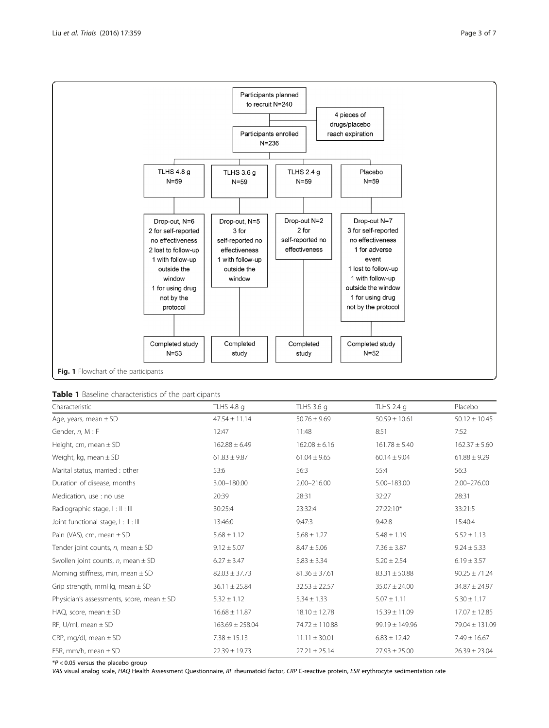Participants planned to recruit N=240

4 pieces of drugs/placebo reach expiration

Participants enrolled N=236

TLHS 4.8 g N=59

TLHS 3.6 g N=59

TLHS 2.4 g N=59

Placebo N=59

Drop-out, N=6
2 for self-reported no effectiveness
2 lost to follow-up
1 with follow-up outside the window
1 for using drug not by the protocol

Drop-out, N=5
3 for self-reported no effectiveness
1 with follow-up outside the window

Drop-out N=2
2 for self-reported no effectiveness

Drop-out N=7
3 for self-reported no effectiveness
1 for adverse event
1 lost to follow-up
1 with follow-up outside the window
1 for using drug not by the protocol

Completed study N=53

Completed study

Completed study

Completed study N=52

**Fig. 1** Flowchart of the participants

**Table 1** Baseline characteristics of the participants

| Characteristic | TLHS 4.8 g | TLHS 3.6 g | TLHS 2.4 g | Placebo |
|---|---|---|---|---|
| Age, years, mean ± SD | 47.54 ± 11.14 | 50.76 ± 9.69 | 50.59 ± 10.61 | 50.12 ± 10.45 |
| Gender, *n*, M : F | 12:47 | 11:48 | 8:51 | 7:52 |
| Height, cm, mean ± SD | 162.88 ± 6.49 | 162.08 ± 6.16 | 161.78 ± 5.40 | 162.37 ± 5.60 |
| Weight, kg, mean ± SD | 61.83 ± 9.87 | 61.04 ± 9.65 | 60.14 ± 9.04 | 61.88 ± 9.29 |
| Marital status, married : other | 53:6 | 56:3 | 55:4 | 56:3 |
| Duration of disease, months | 3.00–180.00 | 2.00–216.00 | 5.00–183.00 | 2.00–276.00 |
| Medication, use : no use | 20:39 | 28:31 | 32:27 | 28:31 |
| Radiographic stage, I : II : III | 30:25:4 | 23:32:4 | 27:22:10* | 33:21:5 |
| Joint functional stage, I : II : III | 13:46:0 | 9:47:3 | 9:42:8 | 15:40:4 |
| Pain (VAS), cm, mean ± SD | 5.68 ± 1.12 | 5.68 ± 1.27 | 5.48 ± 1.19 | 5.52 ± 1.13 |
| Tender joint counts, *n*, mean ± SD | 9.12 ± 5.07 | 8.47 ± 5.06 | 7.36 ± 3.87 | 9.24 ± 5.33 |
| Swollen joint counts, *n*, mean ± SD | 6.27 ± 3.47 | 5.83 ± 3.34 | 5.20 ± 2.54 | 6.19 ± 3.57 |
| Morning stiffness, min, mean ± SD | 82.03 ± 37.73 | 81.36 ± 37.61 | 83.31 ± 50.88 | 90.25 ± 71.24 |
| Grip strength, mmHg, mean ± SD | 36.11 ± 25.84 | 32.53 ± 22.57 | 35.07 ± 24.00 | 34.87 ± 24.97 |
| Physician's assessments, score, mean ± SD | 5.32 ± 1.12 | 5.34 ± 1.33 | 5.07 ± 1.11 | 5.30 ± 1.17 |
| HAQ, score, mean ± SD | 16.68 ± 11.87 | 18.10 ± 12.78 | 15.39 ± 11.09 | 17.07 ± 12.85 |
| RF, U/ml, mean ± SD | 163.69 ± 258.04 | 74.72 ± 110.88 | 99.19 ± 149.96 | 79.04 ± 131.09 |
| CRP, mg/dl, mean ± SD | 7.38 ± 15.13 | 11.11 ± 30.01 | 6.83 ± 12.42 | 7.49 ± 16.67 |
| ESR, mm/h, mean ± SD | 22.39 ± 19.73 | 27.21 ± 25.14 | 27.93 ± 25.00 | 26.39 ± 23.04 |

*$P < 0.05$ versus the placebo group

*VAS* visual analog scale, *HAQ* Health Assessment Questionnaire, *RF* rheumatoid factor, *CRP* C-reactive protein, *ESR* erythrocyte sedimentation rate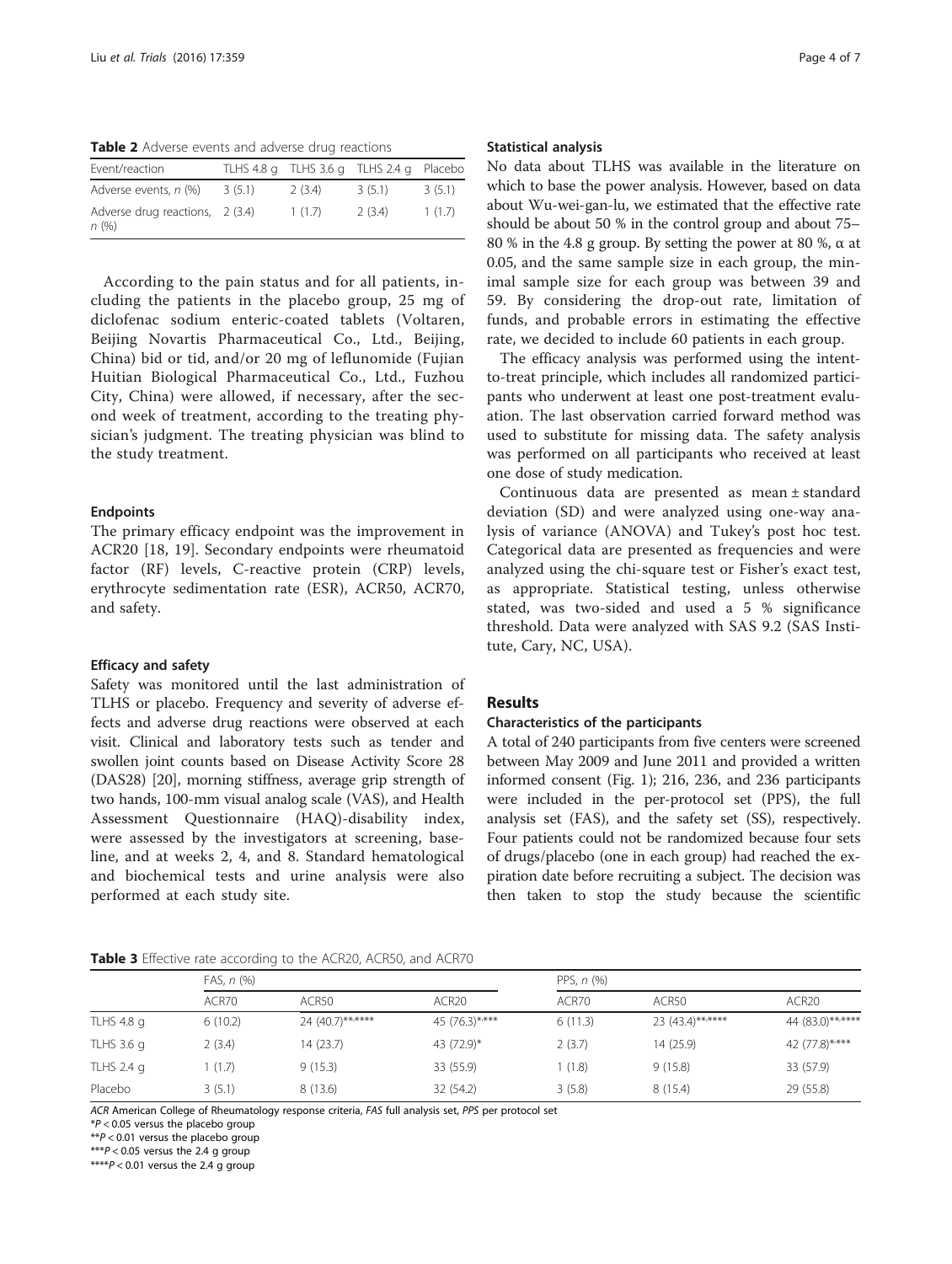**Table 2** Adverse events and adverse drug reactions

| Event/reaction | TLHS 4.8 g | TLHS 3.6 g | TLHS 2.4 g | Placebo |
|---|---|---|---|---|
| Adverse events, *n* (%) | 3 (5.1) | 2 (3.4) | 3 (5.1) | 3 (5.1) |
| Adverse drug reactions, *n* (%) | 2 (3.4) | 1 (1.7) | 2 (3.4) | 1 (1.7) |

According to the pain status and for all patients, including the patients in the placebo group, 25 mg of diclofenac sodium enteric-coated tablets (Voltaren, Beijing Novartis Pharmaceutical Co., Ltd., Beijing, China) bid or tid, and/or 20 mg of leflunomide (Fujian Huitian Biological Pharmaceutical Co., Ltd., Fuzhou City, China) were allowed, if necessary, after the second week of treatment, according to the treating physician's judgment. The treating physician was blind to the study treatment.

### Endpoints

The primary efficacy endpoint was the improvement in ACR20 [18, 19]. Secondary endpoints were rheumatoid factor (RF) levels, C-reactive protein (CRP) levels, erythrocyte sedimentation rate (ESR), ACR50, ACR70, and safety.

### Efficacy and safety

Safety was monitored until the last administration of TLHS or placebo. Frequency and severity of adverse effects and adverse drug reactions were observed at each visit. Clinical and laboratory tests such as tender and swollen joint counts based on Disease Activity Score 28 (DAS28) [20], morning stiffness, average grip strength of two hands, 100-mm visual analog scale (VAS), and Health Assessment Questionnaire (HAQ)-disability index, were assessed by the investigators at screening, baseline, and at weeks 2, 4, and 8. Standard hematological and biochemical tests and urine analysis were also performed at each study site.

### Statistical analysis

No data about TLHS was available in the literature on which to base the power analysis. However, based on data about Wu-wei-gan-lu, we estimated that the effective rate should be about 50 % in the control group and about 75–80 % in the 4.8 g group. By setting the power at 80 %, $\alpha$ at 0.05, and the same sample size in each group, the minimal sample size for each group was between 39 and 59. By considering the drop-out rate, limitation of funds, and probable errors in estimating the effective rate, we decided to include 60 patients in each group.

The efficacy analysis was performed using the intent-to-treat principle, which includes all randomized participants who underwent at least one post-treatment evaluation. The last observation carried forward method was used to substitute for missing data. The safety analysis was performed on all participants who received at least one dose of study medication.

Continuous data are presented as mean ± standard deviation (SD) and were analyzed using one-way analysis of variance (ANOVA) and Tukey's post hoc test. Categorical data are presented as frequencies and were analyzed using the chi-square test or Fisher's exact test, as appropriate. Statistical testing, unless otherwise stated, was two-sided and used a 5 % significance threshold. Data were analyzed with SAS 9.2 (SAS Institute, Cary, NC, USA).

## Results

### Characteristics of the participants

A total of 240 participants from five centers were screened between May 2009 and June 2011 and provided a written informed consent (Fig. 1); 216, 236, and 236 participants were included in the per-protocol set (PPS), the full analysis set (FAS), and the safety set (SS), respectively. Four patients could not be randomized because four sets of drugs/placebo (one in each group) had reached the expiration date before recruiting a subject. The decision was then taken to stop the study because the scientific

**Table 3** Effective rate according to the ACR20, ACR50, and ACR70

| | FAS, *n* (%) | | | PPS, *n* (%) | | |
|---|---|---|---|---|---|---|
| | ACR70 | ACR50 | ACR20 | ACR70 | ACR50 | ACR20 |
| TLHS 4.8 g | 6 (10.2) | 24 (40.7)**,**** | 45 (76.3)*,**** | 6 (11.3) | 23 (43.4)**,**** | 44 (83.0)**,**** |
| TLHS 3.6 g | 2 (3.4) | 14 (23.7) | 43 (72.9)* | 2 (3.7) | 14 (25.9) | 42 (77.8)*,**** |
| TLHS 2.4 g | 1 (1.7) | 9 (15.3) | 33 (55.9) | 1 (1.8) | 9 (15.8) | 33 (57.9) |
| Placebo | 3 (5.1) | 8 (13.6) | 32 (54.2) | 3 (5.8) | 8 (15.4) | 29 (55.8) |

*ACR* American College of Rheumatology response criteria, *FAS* full analysis set, *PPS* per protocol set

*$P < 0.05$ versus the placebo group

**$P < 0.01$ versus the placebo group

***$P < 0.05$ versus the 2.4 g group

****$P < 0.01$ versus the 2.4 g group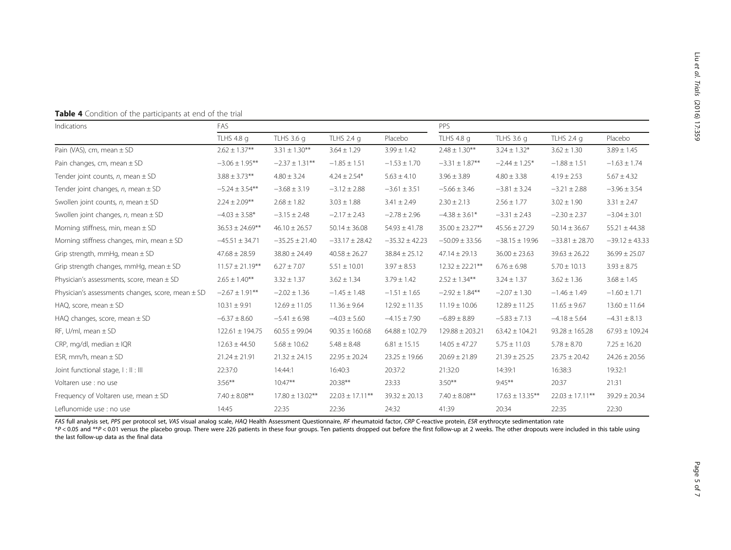**Table 4** Condition of the participants at end of the trial

| Indications | FAS | | | | PPS | | | |
|---|---|---|---|---|---|---|---|---|
| | TLHS 4.8 g | TLHS 3.6 g | TLHS 2.4 g | Placebo | TLHS 4.8 g | TLHS 3.6 g | TLHS 2.4 g | Placebo |
| Pain (VAS), cm, mean ± SD | 2.62 ± 1.37** | 3.31 ± 1.30** | 3.64 ± 1.29 | 3.99 ± 1.42 | 2.48 ± 1.30** | 3.24 ± 1.32* | 3.62 ± 1.30 | 3.89 ± 1.45 |
| Pain changes, cm, mean ± SD | −3.06 ± 1.95** | −2.37 ± 1.31** | −1.85 ± 1.51 | −1.53 ± 1.70 | −3.31 ± 1.87** | −2.44 ± 1.25* | −1.88 ± 1.51 | −1.63 ± 1.74 |
| Tender joint counts, *n*, mean ± SD | 3.88 ± 3.73** | 4.80 ± 3.24 | 4.24 ± 2.54* | 5.63 ± 4.10 | 3.96 ± 3.89 | 4.80 ± 3.38 | 4.19 ± 2.53 | 5.67 ± 4.32 |
| Tender joint changes, *n*, mean ± SD | −5.24 ± 3.54** | −3.68 ± 3.19 | −3.12 ± 2.88 | −3.61 ± 3.51 | −5.66 ± 3.46 | −3.81 ± 3.24 | −3.21 ± 2.88 | −3.96 ± 3.54 |
| Swollen joint counts, *n*, mean ± SD | 2.24 ± 2.09** | 2.68 ± 1.82 | 3.03 ± 1.88 | 3.41 ± 2.49 | 2.30 ± 2.13 | 2.56 ± 1.77 | 3.02 ± 1.90 | 3.31 ± 2.47 |
| Swollen joint changes, *n*, mean ± SD | −4.03 ± 3.58* | −3.15 ± 2.48 | −2.17 ± 2.43 | −2.78 ± 2.96 | −4.38 ± 3.61* | −3.31 ± 2.43 | −2.30 ± 2.37 | −3.04 ± 3.01 |
| Morning stiffness, min, mean ± SD | 36.53 ± 24.69** | 46.10 ± 26.57 | 50.14 ± 36.08 | 54.93 ± 41.78 | 35.00 ± 23.27** | 45.56 ± 27.29 | 50.14 ± 36.67 | 55.21 ± 44.38 |
| Morning stiffness changes, min, mean ± SD | −45.51 ± 34.71 | −35.25 ± 21.40 | −33.17 ± 28.42 | −35.32 ± 42.23 | −50.09 ± 33.56 | −38.15 ± 19.96 | −33.81 ± 28.70 | −39.12 ± 43.33 |
| Grip strength, mmHg, mean ± SD | 47.68 ± 28.59 | 38.80 ± 24.49 | 40.58 ± 26.27 | 38.84 ± 25.12 | 47.14 ± 29.13 | 36.00 ± 23.63 | 39.63 ± 26.22 | 36.99 ± 25.07 |
| Grip strength changes, mmHg, mean ± SD | 11.57 ± 21.19** | 6.27 ± 7.07 | 5.51 ± 10.01 | 3.97 ± 8.53 | 12.32 ± 22.21** | 6.76 ± 6.98 | 5.70 ± 10.13 | 3.93 ± 8.75 |
| Physician's assessments, score, mean ± SD | 2.65 ± 1.40** | 3.32 ± 1.37 | 3.62 ± 1.34 | 3.79 ± 1.42 | 2.52 ± 1.34** | 3.24 ± 1.37 | 3.62 ± 1.36 | 3.68 ± 1.45 |
| Physician's assessments changes, score, mean ± SD | −2.67 ± 1.91** | −2.02 ± 1.36 | −1.45 ± 1.48 | −1.51 ± 1.65 | −2.92 ± 1.84** | −2.07 ± 1.30 | −1.46 ± 1.49 | −1.60 ± 1.71 |
| HAQ, score, mean ± SD | 10.31 ± 9.91 | 12.69 ± 11.05 | 11.36 ± 9.64 | 12.92 ± 11.35 | 11.19 ± 10.06 | 12.89 ± 11.25 | 11.65 ± 9.67 | 13.60 ± 11.64 |
| HAQ changes, score, mean ± SD | −6.37 ± 8.60 | −5.41 ± 6.98 | −4.03 ± 5.60 | −4.15 ± 7.90 | −6.89 ± 8.89 | −5.83 ± 7.13 | −4.18 ± 5.64 | −4.31 ± 8.13 |
| RF, U/ml, mean ± SD | 122.61 ± 194.75 | 60.55 ± 99.04 | 90.35 ± 160.68 | 64.88 ± 102.79 | 129.88 ± 203.21 | 63.42 ± 104.21 | 93.28 ± 165.28 | 67.93 ± 109.24 |
| CRP, mg/dl, median ± IQR | 12.63 ± 44.50 | 5.68 ± 10.62 | 5.48 ± 8.48 | 6.81 ± 15.15 | 14.05 ± 47.27 | 5.75 ± 11.03 | 5.78 ± 8.70 | 7.25 ± 16.20 |
| ESR, mm/h, mean ± SD | 21.24 ± 21.91 | 21.32 ± 24.15 | 22.95 ± 20.24 | 23.25 ± 19.66 | 20.69 ± 21.89 | 21.39 ± 25.25 | 23.75 ± 20.42 | 24.26 ± 20.56 |
| Joint functional stage, I : II : III | 22:37:0 | 14:44:1 | 16:40:3 | 20:37:2 | 21:32:0 | 14:39:1 | 16:38:3 | 19:32:1 |
| Voltaren use : no use | 3:56** | 10:47** | 20:38** | 23:33 | 3:50** | 9:45** | 20:37 | 21:31 |
| Frequency of Voltaren use, mean ± SD | 7.40 ± 8.08** | 17.80 ± 13.02** | 22.03 ± 17.11** | 39.32 ± 20.13 | 7.40 ± 8.08** | 17.63 ± 13.35** | 22.03 ± 17.11** | 39.29 ± 20.34 |
| Leflunomide use : no use | 14:45 | 22:35 | 22:36 | 24:32 | 41:39 | 20:34 | 22:35 | 22:30 |

*FAS* full analysis set, *PPS* per protocol set, *VAS* visual analog scale, *HAQ* Health Assessment Questionnaire, *RF* rheumatoid factor, *CRP* C-reactive protein, *ESR* erythrocyte sedimentation rate
\*$P < 0.05$ and \*\*$P < 0.01$ versus the placebo group. There were 226 patients in these four groups. Ten patients dropped out before the first follow-up at 2 weeks. The other dropouts were included in this table using the last follow-up data as the final data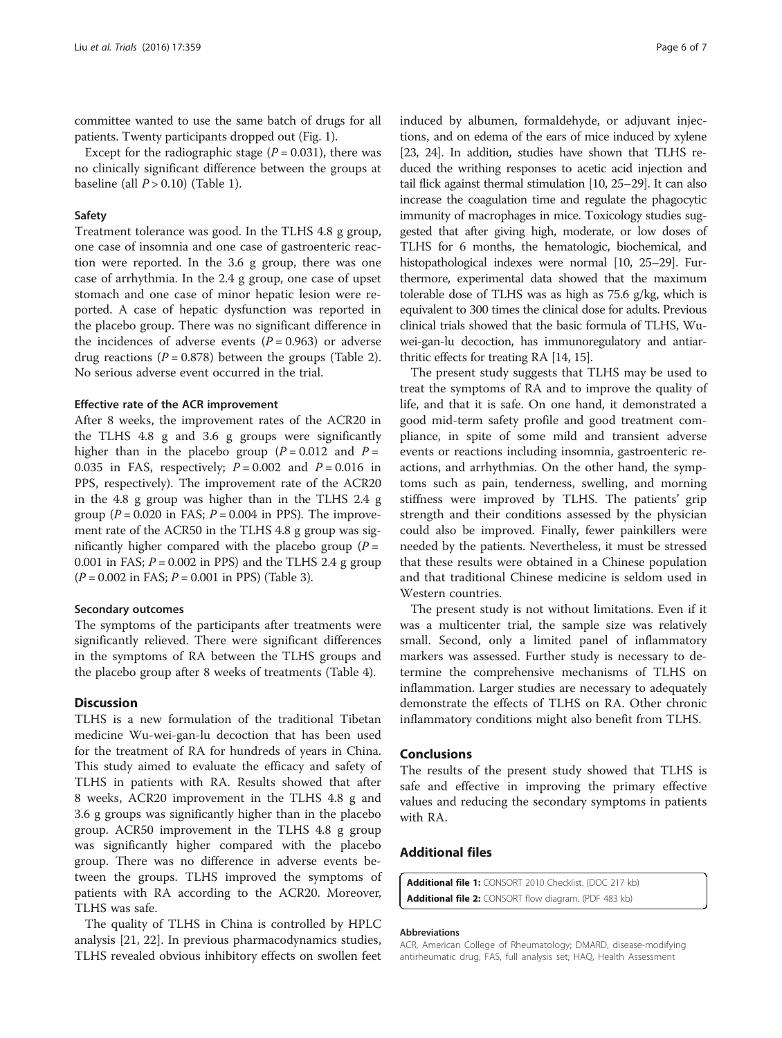committee wanted to use the same batch of drugs for all patients. Twenty participants dropped out (Fig. 1).

Except for the radiographic stage ($P = 0.031$), there was no clinically significant difference between the groups at baseline (all $P > 0.10$) (Table 1).

### Safety

Treatment tolerance was good. In the TLHS 4.8 g group, one case of insomnia and one case of gastroenteric reaction were reported. In the 3.6 g group, there was one case of arrhythmia. In the 2.4 g group, one case of upset stomach and one case of minor hepatic lesion were reported. A case of hepatic dysfunction was reported in the placebo group. There was no significant difference in the incidences of adverse events ($P = 0.963$) or adverse drug reactions ($P = 0.878$) between the groups (Table 2). No serious adverse event occurred in the trial.

### Effective rate of the ACR improvement

After 8 weeks, the improvement rates of the ACR20 in the TLHS 4.8 g and 3.6 g groups were significantly higher than in the placebo group ($P = 0.012$ and $P = 0.035$ in FAS, respectively; $P = 0.002$ and $P = 0.016$ in PPS, respectively). The improvement rate of the ACR20 in the 4.8 g group was higher than in the TLHS 2.4 g group ($P = 0.020$ in FAS; $P = 0.004$ in PPS). The improvement rate of the ACR50 in the TLHS 4.8 g group was significantly higher compared with the placebo group ($P = 0.001$ in FAS; $P = 0.002$ in PPS) and the TLHS 2.4 g group ($P = 0.002$ in FAS; $P = 0.001$ in PPS) (Table 3).

### Secondary outcomes

The symptoms of the participants after treatments were significantly relieved. There were significant differences in the symptoms of RA between the TLHS groups and the placebo group after 8 weeks of treatments (Table 4).

## Discussion

TLHS is a new formulation of the traditional Tibetan medicine Wu-wei-gan-lu decoction that has been used for the treatment of RA for hundreds of years in China. This study aimed to evaluate the efficacy and safety of TLHS in patients with RA. Results showed that after 8 weeks, ACR20 improvement in the TLHS 4.8 g and 3.6 g groups was significantly higher than in the placebo group. ACR50 improvement in the TLHS 4.8 g group was significantly higher compared with the placebo group. There was no difference in adverse events between the groups. TLHS improved the symptoms of patients with RA according to the ACR20. Moreover, TLHS was safe.

The quality of TLHS in China is controlled by HPLC analysis [21, 22]. In previous pharmacodynamics studies, TLHS revealed obvious inhibitory effects on swollen feet induced by albumen, formaldehyde, or adjuvant injections, and on edema of the ears of mice induced by xylene [23, 24]. In addition, studies have shown that TLHS reduced the writhing responses to acetic acid injection and tail flick against thermal stimulation [10, 25–29]. It can also increase the coagulation time and regulate the phagocytic immunity of macrophages in mice. Toxicology studies suggested that after giving high, moderate, or low doses of TLHS for 6 months, the hematologic, biochemical, and histopathological indexes were normal [10, 25–29]. Furthermore, experimental data showed that the maximum tolerable dose of TLHS was as high as 75.6 g/kg, which is equivalent to 300 times the clinical dose for adults. Previous clinical trials showed that the basic formula of TLHS, Wu-wei-gan-lu decoction, has immunoregulatory and antiarthritic effects for treating RA [14, 15].

The present study suggests that TLHS may be used to treat the symptoms of RA and to improve the quality of life, and that it is safe. On one hand, it demonstrated a good mid-term safety profile and good treatment compliance, in spite of some mild and transient adverse events or reactions including insomnia, gastroenteric reactions, and arrhythmias. On the other hand, the symptoms such as pain, tenderness, swelling, and morning stiffness were improved by TLHS. The patients' grip strength and their conditions assessed by the physician could also be improved. Finally, fewer painkillers were needed by the patients. Nevertheless, it must be stressed that these results were obtained in a Chinese population and that traditional Chinese medicine is seldom used in Western countries.

The present study is not without limitations. Even if it was a multicenter trial, the sample size was relatively small. Second, only a limited panel of inflammatory markers was assessed. Further study is necessary to determine the comprehensive mechanisms of TLHS on inflammation. Larger studies are necessary to adequately demonstrate the effects of TLHS on RA. Other chronic inflammatory conditions might also benefit from TLHS.

## Conclusions

The results of the present study showed that TLHS is safe and effective in improving the primary effective values and reducing the secondary symptoms in patients with RA.

## Additional files

**Additional file 1:** CONSORT 2010 Checklist. (DOC 217 kb)

**Additional file 2:** CONSORT flow diagram. (PDF 483 kb)

#### Abbreviations

ACR, American College of Rheumatology; DMARD, disease-modifying antirheumatic drug; FAS, full analysis set; HAQ, Health Assessment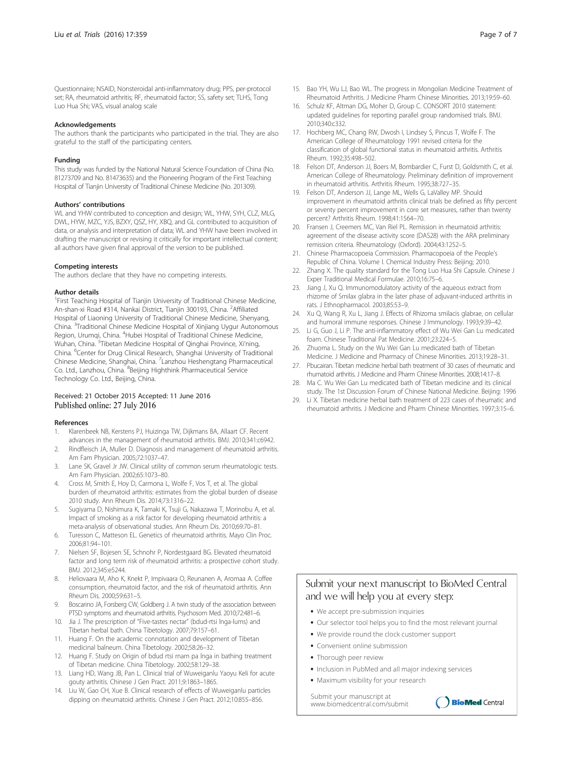Questionnaire; NSAID, Nonsteroidal anti-inflammatory drug; PPS, per-protocol set; RA, rheumatoid arthritis; RF, rheumatoid factor; SS, safety set; TLHS, Tong Luo Hua Shi; VAS, visual analog scale

### Acknowledgements

The authors thank the participants who participated in the trial. They are also grateful to the staff of the participating centers.

### Funding

This study was funded by the National Natural Science Foundation of China (No. 81273709 and No. 81473635) and the Pioneering Program of the First Teaching Hospital of Tianjin University of Traditional Chinese Medicine (No. 201309).

### Authors' contributions

WL and YHW contributed to conception and design; WL, YHW, SYH, CLZ, MLG, DWL, HYW, MZC, YJS, BZXY, QSZ, HY, XBQ, and GL contributed to acquisition of data, or analysis and interpretation of data; WL and YHW have been involved in drafting the manuscript or revising it critically for important intellectual content; all authors have given final approval of the version to be published.

### Competing interests

The authors declare that they have no competing interests.

### Author details

[1]First Teaching Hospital of Tianjin University of Traditional Chinese Medicine, An-shan-xi Road #314, Nankai District, Tianjin 300193, China. [2]Affiliated Hospital of Liaoning University of Traditional Chinese Medicine, Shenyang, China. [3]Traditional Chinese Medicine Hospital of Xinjiang Uygur Autonomous Region, Urumqi, China. [4]Hubei Hospital of Traditional Chinese Medicine, Wuhan, China. [5]Tibetan Medicine Hospital of Qinghai Province, Xi'ning, China. [6]Center for Drug Clinical Research, Shanghai University of Traditional Chinese Medicine, Shanghai, China. [7]Lanzhou Heshengtang Pharmaceutical Co. Ltd., Lanzhou, China. [8]Beijing Highthink Pharmaceutical Service Technology Co. Ltd., Beijing, China.

Received: 21 October 2015 Accepted: 11 June 2016
Published online: 27 July 2016

### References

1. Klarenbeek NB, Kerstens PJ, Huizinga TW, Dijkmans BA, Allaart CF. Recent advances in the management of rheumatoid arthritis. BMJ. 2010;341:c6942.
2. Rindfleisch JA, Muller D. Diagnosis and management of rheumatoid arthritis. Am Fam Physician. 2005;72:1037–47.
3. Lane SK, Gravel Jr JW. Clinical utility of common serum rheumatologic tests. Am Fam Physician. 2002;65:1073–80.
4. Cross M, Smith E, Hoy D, Carmona L, Wolfe F, Vos T, et al. The global burden of rheumatoid arthritis: estimates from the global burden of disease 2010 study. Ann Rheum Dis. 2014;73:1316–22.
5. Sugiyama D, Nishimura K, Tamaki K, Tsuji G, Nakazawa T, Morinobu A, et al. Impact of smoking as a risk factor for developing rheumatoid arthritis: a meta-analysis of observational studies. Ann Rheum Dis. 2010;69:70–81.
6. Turesson C, Matteson EL. Genetics of rheumatoid arthritis. Mayo Clin Proc. 2006;81:94–101.
7. Nielsen SF, Bojesen SE, Schnohr P, Nordestgaard BG. Elevated rheumatoid factor and long term risk of rheumatoid arthritis: a prospective cohort study. BMJ. 2012;345:e5244.
8. Heliovaara M, Aho K, Knekt P, Impivaara O, Reunanen A, Aromaa A. Coffee consumption, rheumatoid factor, and the risk of rheumatoid arthritis. Ann Rheum Dis. 2000;59:631–5.
9. Boscarino JA, Forsberg CW, Goldberg J. A twin study of the association between PTSD symptoms and rheumatoid arthritis. Psychosom Med. 2010;72:481–6.
10. Jia J. The prescription of "Five-tastes nectar" (bdud-rtsi lnga-lums) and Tibetan herbal bath. China Tibetology. 2007;79:157–61.
11. Huang F. On the academic connotation and development of Tibetan medicinal balneum. China Tibetology. 2002;58:26–32.
12. Huang F. Study on Origin of bdud rtsi rnam pa lnga in bathing treatment of Tibetan medicine. China Tibetology. 2002;58:129–38.
13. Liang HD, Wang JB, Pan L. Clinical trial of Wuweiganlu Yaoyu Keli for acute gouty arthritis. Chinese J Gen Pract. 2011;9:1863–1865.
14. Liu W, Gao CH, Xue B. Clinical research of effects of Wuweiganlu particles dipping on rheumatoid arthritis. Chinese J Gen Pract. 2012;10:855–856.
15. Bao YH, Wu LJ, Bao WL. The progress in Mongolian Medicine Treatment of Rheumatoid Arthritis. J Medicine Pharm Chinese Minorities. 2013;19:59–60.
16. Schulz KF, Altman DG, Moher D, Group C. CONSORT 2010 statement: updated guidelines for reporting parallel group randomised trials. BMJ. 2010;340:c332.
17. Hochberg MC, Chang RW, Dwosh I, Lindsey S, Pincus T, Wolfe F. The American College of Rheumatology 1991 revised criteria for the classification of global functional status in rheumatoid arthritis. Arthritis Rheum. 1992;35:498–502.
18. Felson DT, Anderson JJ, Boers M, Bombardier C, Furst D, Goldsmith C, et al. American College of Rheumatology. Preliminary definition of improvement in rheumatoid arthritis. Arthritis Rheum. 1995;38:727–35.
19. Felson DT, Anderson JJ, Lange ML, Wells G, LaValley MP. Should improvement in rheumatoid arthritis clinical trials be defined as fifty percent or seventy percent improvement in core set measures, rather than twenty percent? Arthritis Rheum. 1998;41:1564–70.
20. Fransen J, Creemers MC, Van Riel PL. Remission in rheumatoid arthritis: agreement of the disease activity score (DAS28) with the ARA preliminary remission criteria. Rheumatology (Oxford). 2004;43:1252–5.
21. Chinese Pharmacopoeia Commission. Pharmacopoeia of the People's Republic of China. Volume I. Chemical Industry Press: Beijing; 2010.
22. Zhang X. The quality standard for the Tong Luo Hua Shi Capsule. Chinese J Exper Traditional Medical Formulae. 2010;16:75–6.
23. Jiang J, Xu Q. Immunomodulatory activity of the aqueous extract from rhizome of Smilax glabra in the later phase of adjuvant-induced arthritis in rats. J Ethnopharmacol. 2003;85:53–9.
24. Xu Q, Wang R, Xu L, Jiang J. Effects of Rhizoma smilacis glabrae, on cellular and humoral immune responses. Chinese J Immunology. 1993;9:39–42.
25. Li G, Guo J, Li P. The anti-inflammatory effect of Wu Wei Gan Lu medicated foam. Chinese Traditional Pat Medicine. 2001;23:224–5.
26. Zhuoma L. Study on the Wu Wei Gan Lu medicated bath of Tibetan Medicine. J Medicine and Pharmacy of Chinese Minorities. 2013;19:28–31.
27. Pbucairan. Tibetan medicine herbal bath treatment of 30 cases of rheumatic and rhumatoid arthritis. J Medicine and Pharm Chinese Minorities. 2008;14:17–8.
28. Ma C. Wu Wei Gan Lu medicated bath of Tibetan medicine and its clinical study. The 1st Discussion Forum of Chinese National Medicine. Beijing: 1996
29. Li X. Tibetan medicine herbal bath treatment of 223 cases of rheumatic and rheumatoid arthritis. J Medicine and Pharm Chinese Minorities. 1997;3:15–6.

Submit your next manuscript to BioMed Central and we will help you at every step:

- We accept pre-submission inquiries
- Our selector tool helps you to find the most relevant journal
- We provide round the clock customer support
- Convenient online submission
- Thorough peer review
- Inclusion in PubMed and all major indexing services
- Maximum visibility for your research

Submit your manuscript at
www.biomedcentral.com/submit

BioMed Central